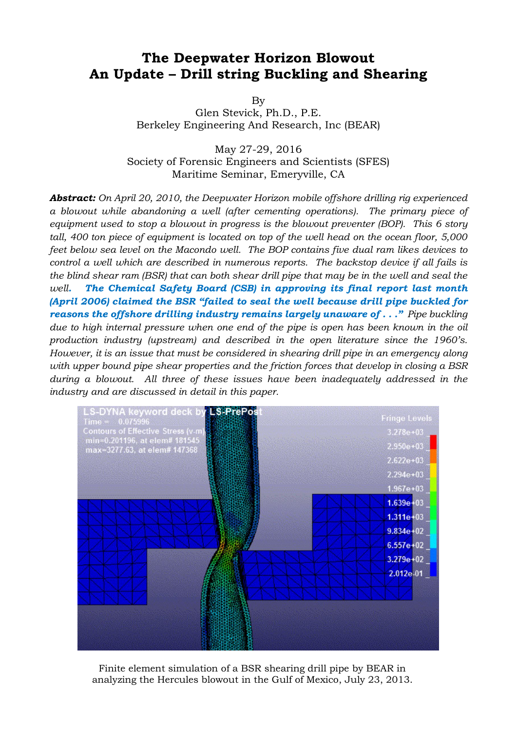# The Deepwater Horizon Blowout
# An Update – Drill string Buckling and Shearing

By
Glen Stevick, Ph.D., P.E.
Berkeley Engineering And Research, Inc (BEAR)

May 27-29, 2016
Society of Forensic Engineers and Scientists (SFES)
Maritime Seminar, Emeryville, CA

***Abstract:*** *On April 20, 2010, the Deepwater Horizon mobile offshore drilling rig experienced a blowout while abandoning a well (after cementing operations). The primary piece of equipment used to stop a blowout in progress is the blowout preventer (BOP). This 6 story tall, 400 ton piece of equipment is located on top of the well head on the ocean floor, 5,000 feet below sea level on the Macondo well. The BOP contains five dual ram likes devices to control a well which are described in numerous reports. The backstop device if all fails is the blind shear ram (BSR) that can both shear drill pipe that may be in the well and seal the well.* ***The Chemical Safety Board (CSB) in approving its final report last month (April 2006) claimed the BSR "failed to seal the well because drill pipe buckled for reasons the offshore drilling industry remains largely unaware of . . ."*** *Pipe buckling due to high internal pressure when one end of the pipe is open has been known in the oil production industry (upstream) and described in the open literature since the 1960's. However, it is an issue that must be considered in shearing drill pipe in an emergency along with upper bound pipe shear properties and the friction forces that develop in closing a BSR during a blowout. All three of these issues have been inadequately addressed in the industry and are discussed in detail in this paper.*

Finite element simulation of a BSR shearing drill pipe by BEAR in analyzing the Hercules blowout in the Gulf of Mexico, July 23, 2013.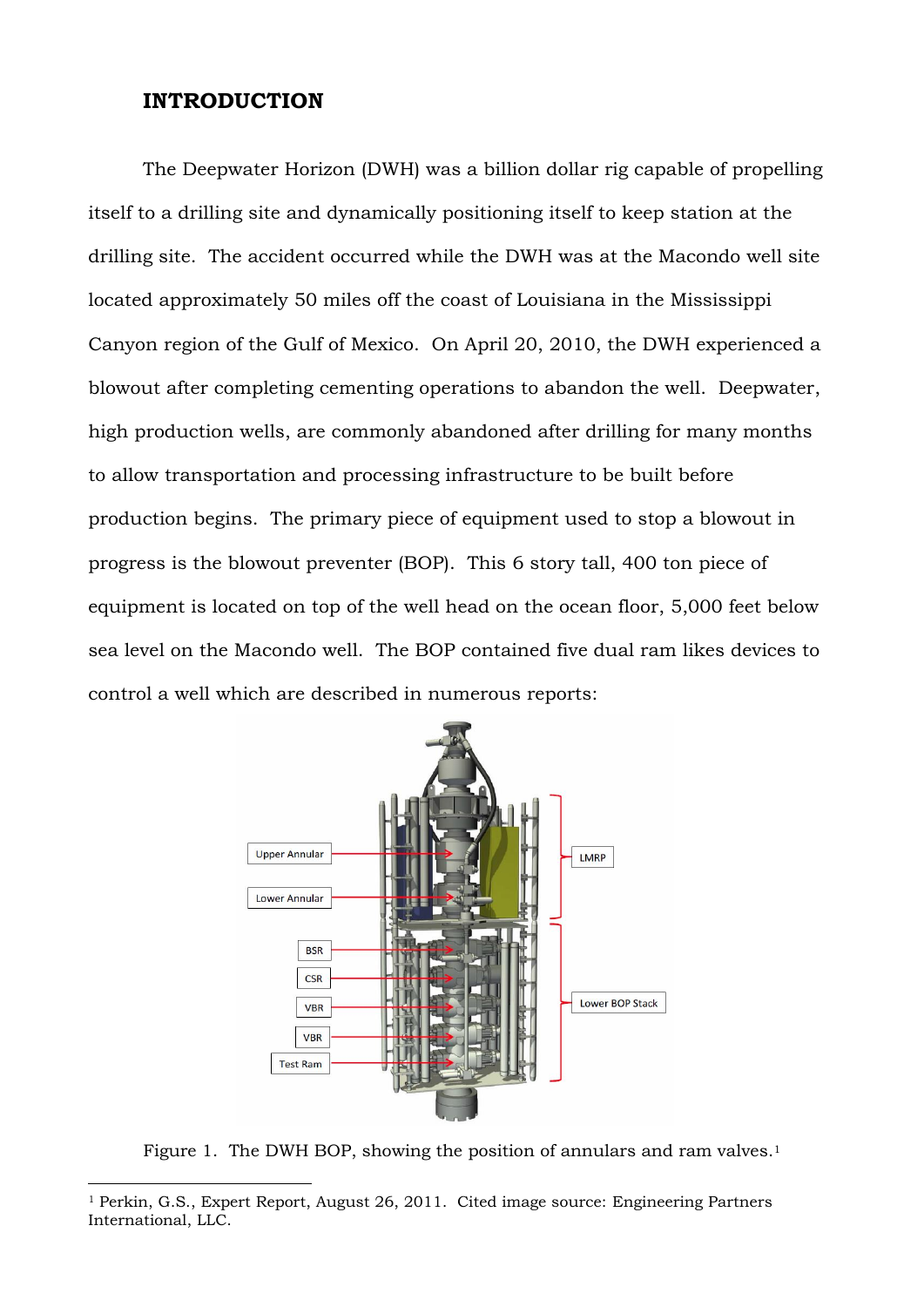## INTRODUCTION

The Deepwater Horizon (DWH) was a billion dollar rig capable of propelling itself to a drilling site and dynamically positioning itself to keep station at the drilling site. The accident occurred while the DWH was at the Macondo well site located approximately 50 miles off the coast of Louisiana in the Mississippi Canyon region of the Gulf of Mexico. On April 20, 2010, the DWH experienced a blowout after completing cementing operations to abandon the well. Deepwater, high production wells, are commonly abandoned after drilling for many months to allow transportation and processing infrastructure to be built before production begins. The primary piece of equipment used to stop a blowout in progress is the blowout preventer (BOP). This 6 story tall, 400 ton piece of equipment is located on top of the well head on the ocean floor, 5,000 feet below sea level on the Macondo well. The BOP contained five dual ram likes devices to control a well which are described in numerous reports:

Figure 1. The DWH BOP, showing the position of annulars and ram valves.[1]

[1] Perkin, G.S., Expert Report, August 26, 2011. Cited image source: Engineering Partners International, LLC.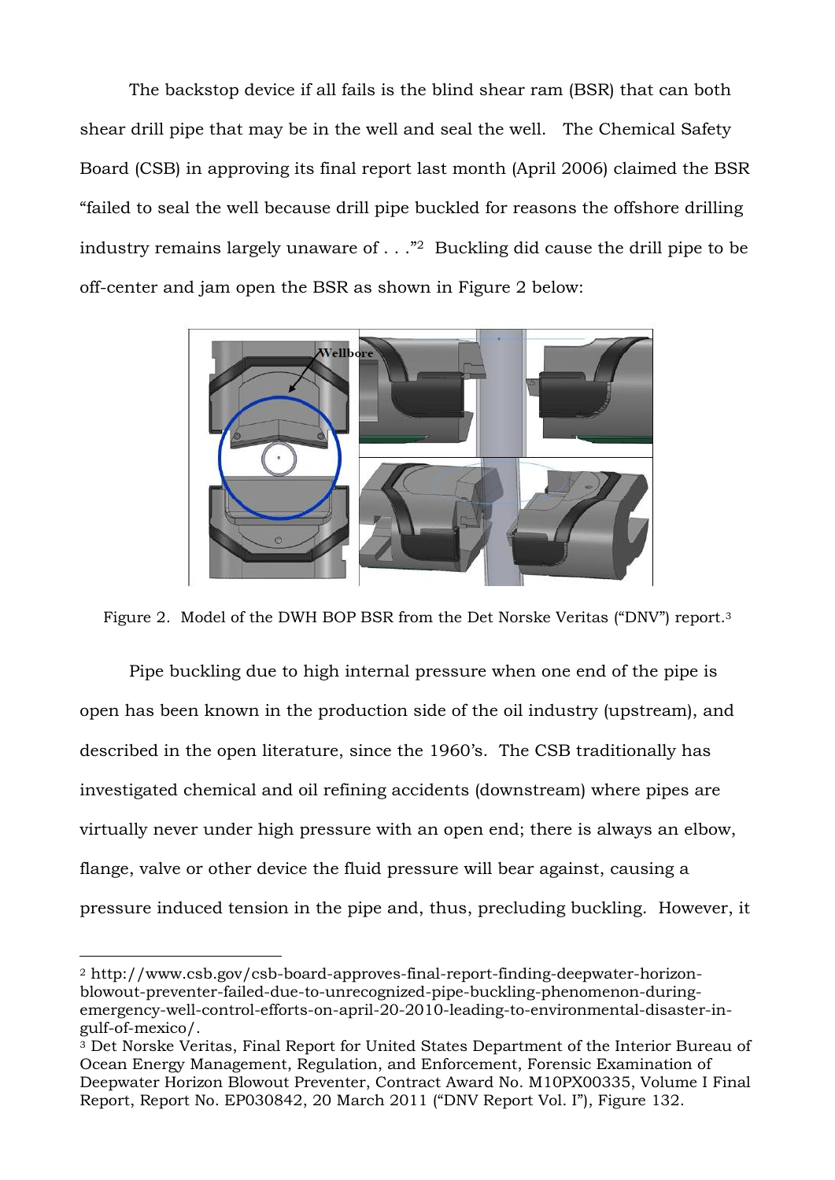The backstop device if all fails is the blind shear ram (BSR) that can both shear drill pipe that may be in the well and seal the well. The Chemical Safety Board (CSB) in approving its final report last month (April 2006) claimed the BSR "failed to seal the well because drill pipe buckled for reasons the offshore drilling industry remains largely unaware of . . ."[2] Buckling did cause the drill pipe to be off-center and jam open the BSR as shown in Figure 2 below:

Figure 2. Model of the DWH BOP BSR from the Det Norske Veritas ("DNV") report.[3]

Pipe buckling due to high internal pressure when one end of the pipe is open has been known in the production side of the oil industry (upstream), and described in the open literature, since the 1960's. The CSB traditionally has investigated chemical and oil refining accidents (downstream) where pipes are virtually never under high pressure with an open end; there is always an elbow, flange, valve or other device the fluid pressure will bear against, causing a pressure induced tension in the pipe and, thus, precluding buckling. However, it

---

[2] http://www.csb.gov/csb-board-approves-final-report-finding-deepwater-horizon-blowout-preventer-failed-due-to-unrecognized-pipe-buckling-phenomenon-during-emergency-well-control-efforts-on-april-20-2010-leading-to-environmental-disaster-in-gulf-of-mexico/.

[3] Det Norske Veritas, Final Report for United States Department of the Interior Bureau of Ocean Energy Management, Regulation, and Enforcement, Forensic Examination of Deepwater Horizon Blowout Preventer, Contract Award No. M10PX00335, Volume I Final Report, Report No. EP030842, 20 March 2011 ("DNV Report Vol. I"), Figure 132.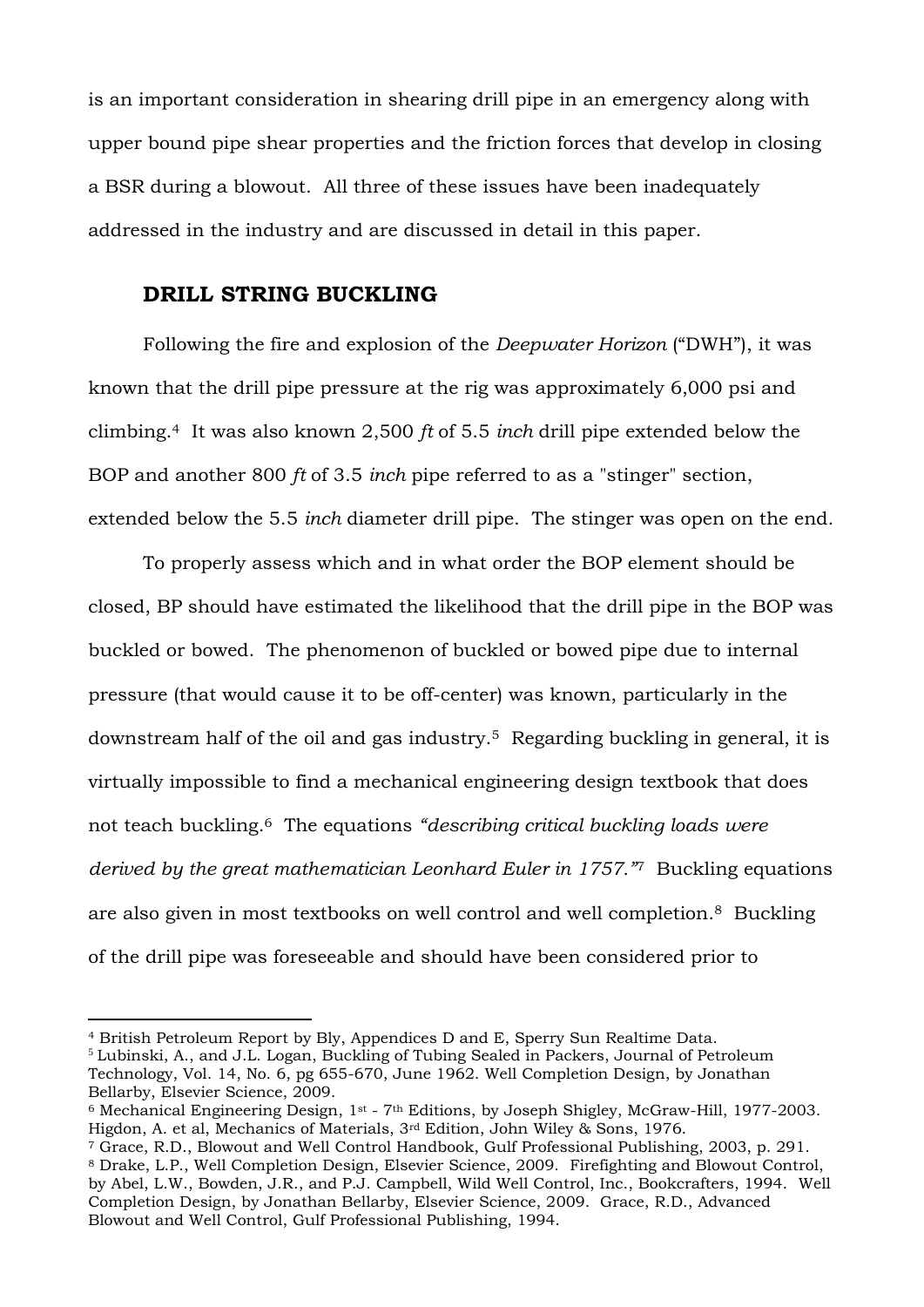is an important consideration in shearing drill pipe in an emergency along with upper bound pipe shear properties and the friction forces that develop in closing a BSR during a blowout. All three of these issues have been inadequately addressed in the industry and are discussed in detail in this paper.

## DRILL STRING BUCKLING

Following the fire and explosion of the *Deepwater Horizon* ("DWH"), it was known that the drill pipe pressure at the rig was approximately 6,000 psi and climbing.[4] It was also known 2,500 *ft* of 5.5 *inch* drill pipe extended below the BOP and another 800 *ft* of 3.5 *inch* pipe referred to as a "stinger" section, extended below the 5.5 *inch* diameter drill pipe. The stinger was open on the end.

To properly assess which and in what order the BOP element should be closed, BP should have estimated the likelihood that the drill pipe in the BOP was buckled or bowed. The phenomenon of buckled or bowed pipe due to internal pressure (that would cause it to be off-center) was known, particularly in the downstream half of the oil and gas industry.[5] Regarding buckling in general, it is virtually impossible to find a mechanical engineering design textbook that does not teach buckling.[6] The equations *"describing critical buckling loads were derived by the great mathematician Leonhard Euler in 1757."*[7] Buckling equations are also given in most textbooks on well control and well completion.[8] Buckling of the drill pipe was foreseeable and should have been considered prior to

---

[4] British Petroleum Report by Bly, Appendices D and E, Sperry Sun Realtime Data.

[5] Lubinski, A., and J.L. Logan, Buckling of Tubing Sealed in Packers, Journal of Petroleum Technology, Vol. 14, No. 6, pg 655-670, June 1962. Well Completion Design, by Jonathan Bellarby, Elsevier Science, 2009.

[6] Mechanical Engineering Design, 1st - 7th Editions, by Joseph Shigley, McGraw-Hill, 1977-2003. Higdon, A. et al, Mechanics of Materials, 3rd Edition, John Wiley & Sons, 1976.

[7] Grace, R.D., Blowout and Well Control Handbook, Gulf Professional Publishing, 2003, p. 291.

[8] Drake, L.P., Well Completion Design, Elsevier Science, 2009. Firefighting and Blowout Control, by Abel, L.W., Bowden, J.R., and P.J. Campbell, Wild Well Control, Inc., Bookcrafters, 1994. Well Completion Design, by Jonathan Bellarby, Elsevier Science, 2009. Grace, R.D., Advanced Blowout and Well Control, Gulf Professional Publishing, 1994.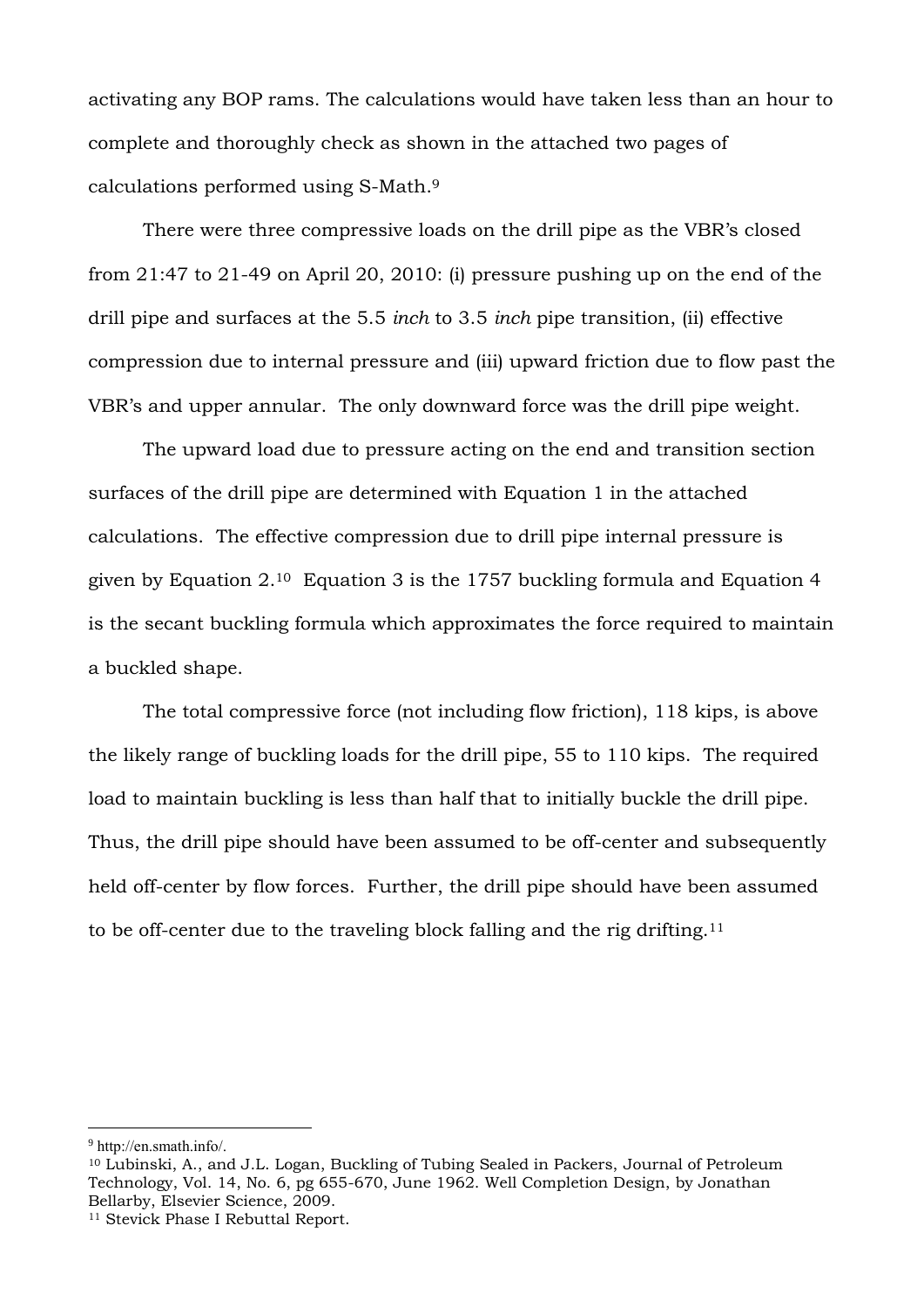activating any BOP rams. The calculations would have taken less than an hour to complete and thoroughly check as shown in the attached two pages of calculations performed using S-Math.[9]

There were three compressive loads on the drill pipe as the VBR's closed from 21:47 to 21-49 on April 20, 2010: (i) pressure pushing up on the end of the drill pipe and surfaces at the 5.5 *inch* to 3.5 *inch* pipe transition, (ii) effective compression due to internal pressure and (iii) upward friction due to flow past the VBR's and upper annular. The only downward force was the drill pipe weight.

The upward load due to pressure acting on the end and transition section surfaces of the drill pipe are determined with Equation 1 in the attached calculations. The effective compression due to drill pipe internal pressure is given by Equation 2.[10] Equation 3 is the 1757 buckling formula and Equation 4 is the secant buckling formula which approximates the force required to maintain a buckled shape.

The total compressive force (not including flow friction), 118 kips, is above the likely range of buckling loads for the drill pipe, 55 to 110 kips. The required load to maintain buckling is less than half that to initially buckle the drill pipe. Thus, the drill pipe should have been assumed to be off-center and subsequently held off-center by flow forces. Further, the drill pipe should have been assumed to be off-center due to the traveling block falling and the rig drifting.[11]

---

[9] http://en.smath.info/.

[10] Lubinski, A., and J.L. Logan, Buckling of Tubing Sealed in Packers, Journal of Petroleum Technology, Vol. 14, No. 6, pg 655-670, June 1962. Well Completion Design, by Jonathan Bellarby, Elsevier Science, 2009.

[11] Stevick Phase I Rebuttal Report.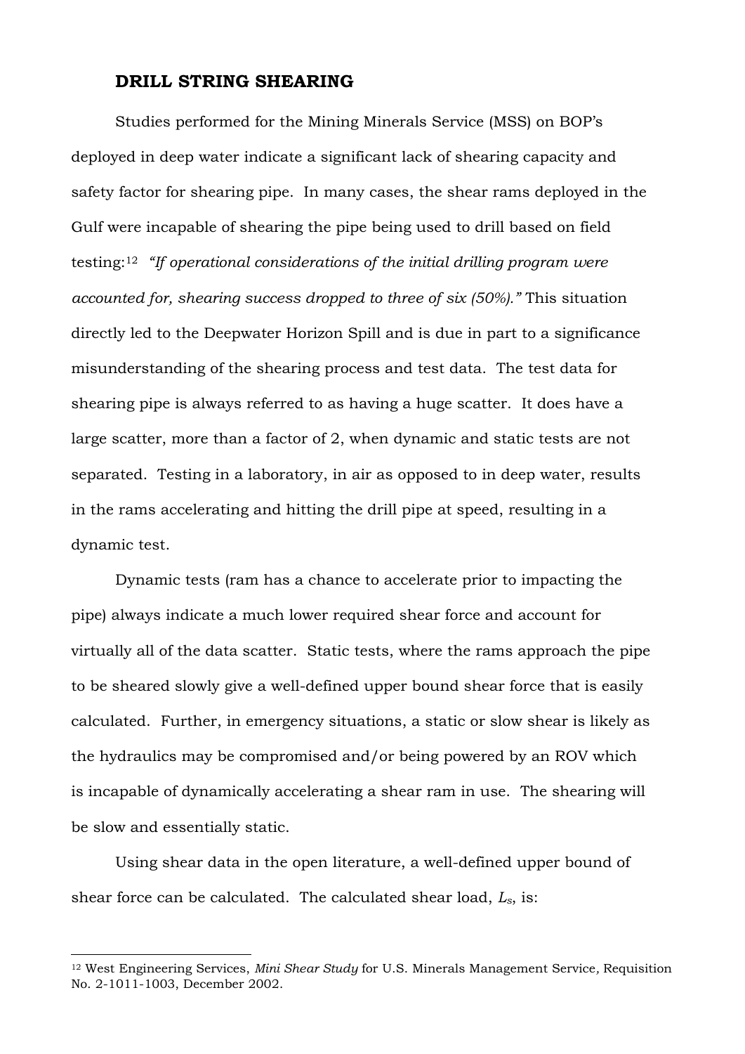## DRILL STRING SHEARING

Studies performed for the Mining Minerals Service (MSS) on BOP's deployed in deep water indicate a significant lack of shearing capacity and safety factor for shearing pipe. In many cases, the shear rams deployed in the Gulf were incapable of shearing the pipe being used to drill based on field testing:[12] *"If operational considerations of the initial drilling program were accounted for, shearing success dropped to three of six (50%)."* This situation directly led to the Deepwater Horizon Spill and is due in part to a significance misunderstanding of the shearing process and test data. The test data for shearing pipe is always referred to as having a huge scatter. It does have a large scatter, more than a factor of 2, when dynamic and static tests are not separated. Testing in a laboratory, in air as opposed to in deep water, results in the rams accelerating and hitting the drill pipe at speed, resulting in a dynamic test.

Dynamic tests (ram has a chance to accelerate prior to impacting the pipe) always indicate a much lower required shear force and account for virtually all of the data scatter. Static tests, where the rams approach the pipe to be sheared slowly give a well-defined upper bound shear force that is easily calculated. Further, in emergency situations, a static or slow shear is likely as the hydraulics may be compromised and/or being powered by an ROV which is incapable of dynamically accelerating a shear ram in use. The shearing will be slow and essentially static.

Using shear data in the open literature, a well-defined upper bound of shear force can be calculated. The calculated shear load, $L_s$, is:

[12] West Engineering Services, *Mini Shear Study* for U.S. Minerals Management Service, Requisition No. 2-1011-1003, December 2002.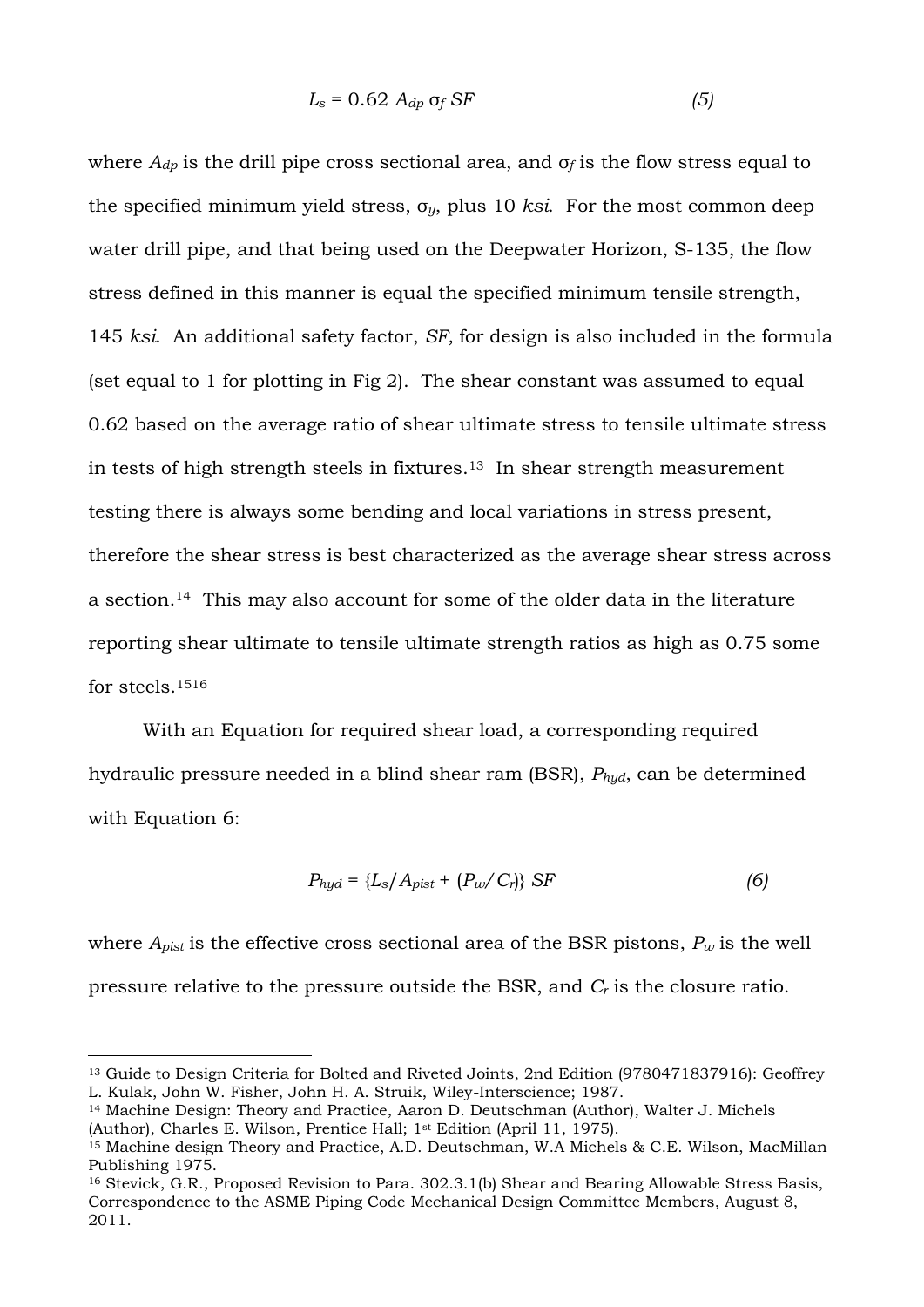$$L_s = 0.62\ A_{dp}\ \sigma_f\ SF \qquad (5)$$

where $A_{dp}$ is the drill pipe cross sectional area, and $\sigma_f$ is the flow stress equal to the specified minimum yield stress, $\sigma_y$, plus 10 *ksi*. For the most common deep water drill pipe, and that being used on the Deepwater Horizon, S-135, the flow stress defined in this manner is equal the specified minimum tensile strength, 145 *ksi*. An additional safety factor, *SF,* for design is also included in the formula (set equal to 1 for plotting in Fig 2). The shear constant was assumed to equal 0.62 based on the average ratio of shear ultimate stress to tensile ultimate stress in tests of high strength steels in fixtures.[13] In shear strength measurement testing there is always some bending and local variations in stress present, therefore the shear stress is best characterized as the average shear stress across a section.[14] This may also account for some of the older data in the literature reporting shear ultimate to tensile ultimate strength ratios as high as 0.75 some for steels.[15][16]

With an Equation for required shear load, a corresponding required hydraulic pressure needed in a blind shear ram (BSR), $P_{hyd}$, can be determined with Equation 6:

$$P_{hyd} = \{L_s / A_{pist} + (P_w / C_r)\}\ SF \qquad (6)$$

where $A_{pist}$ is the effective cross sectional area of the BSR pistons, $P_w$ is the well pressure relative to the pressure outside the BSR, and $C_r$ is the closure ratio.

---

[13] Guide to Design Criteria for Bolted and Riveted Joints, 2nd Edition (9780471837916): Geoffrey L. Kulak, John W. Fisher, John H. A. Struik, Wiley-Interscience; 1987.

[14] Machine Design: Theory and Practice, Aaron D. Deutschman (Author), Walter J. Michels (Author), Charles E. Wilson, Prentice Hall; 1st Edition (April 11, 1975).

[15] Machine design Theory and Practice, A.D. Deutschman, W.A Michels & C.E. Wilson, MacMillan Publishing 1975.

[16] Stevick, G.R., Proposed Revision to Para. 302.3.1(b) Shear and Bearing Allowable Stress Basis, Correspondence to the ASME Piping Code Mechanical Design Committee Members, August 8, 2011.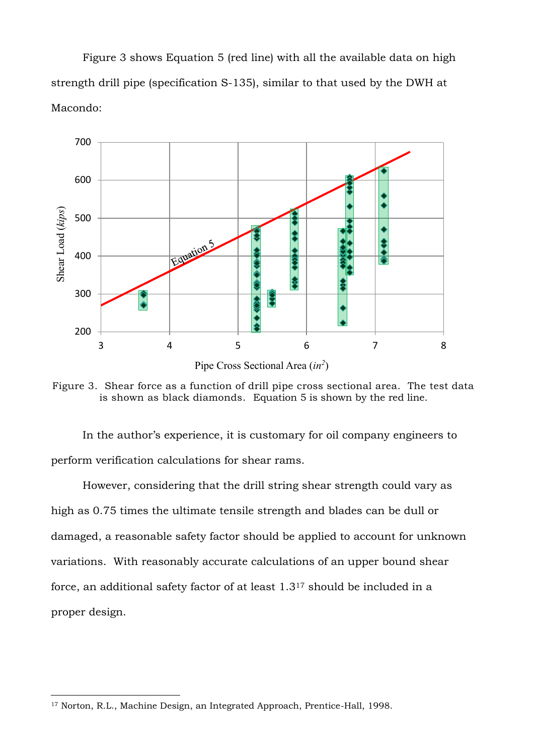Figure 3 shows Equation 5 (red line) with all the available data on high strength drill pipe (specification S-135), similar to that used by the DWH at Macondo:

Figure 3. Shear force as a function of drill pipe cross sectional area. The test data is shown as black diamonds. Equation 5 is shown by the red line.

In the author's experience, it is customary for oil company engineers to perform verification calculations for shear rams.

However, considering that the drill string shear strength could vary as high as 0.75 times the ultimate tensile strength and blades can be dull or damaged, a reasonable safety factor should be applied to account for unknown variations. With reasonably accurate calculations of an upper bound shear force, an additional safety factor of at least 1.3[17] should be included in a proper design.

---

[17] Norton, R.L., Machine Design, an Integrated Approach, Prentice-Hall, 1998.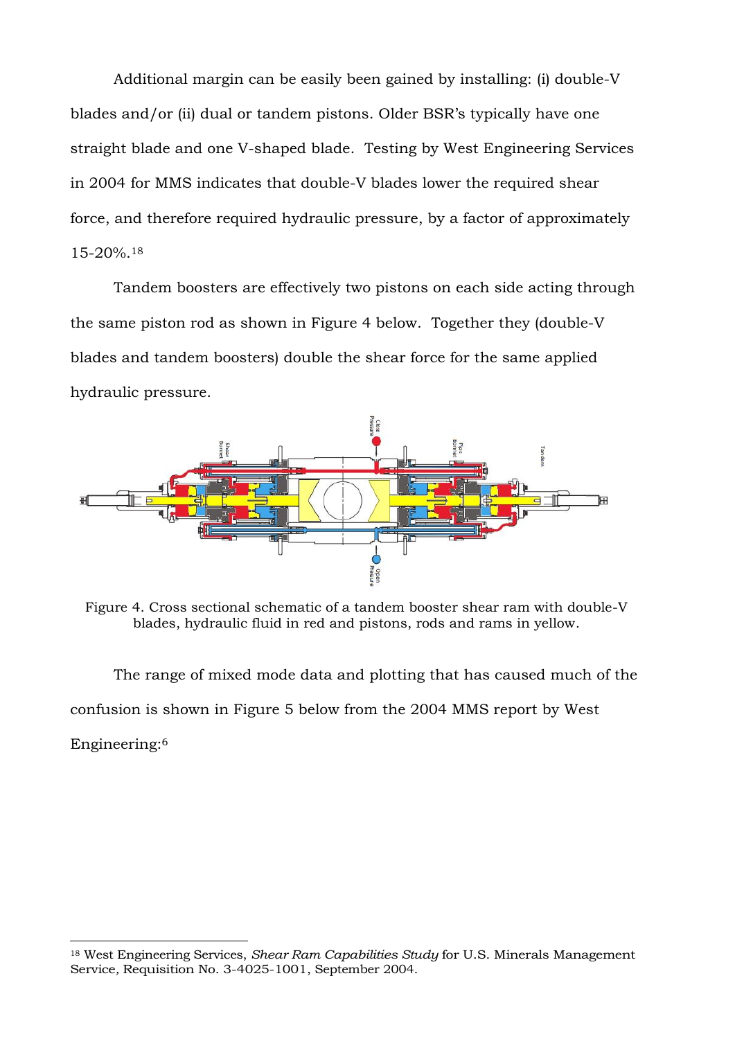Additional margin can be easily been gained by installing: (i) double-V blades and/or (ii) dual or tandem pistons. Older BSR's typically have one straight blade and one V-shaped blade. Testing by West Engineering Services in 2004 for MMS indicates that double-V blades lower the required shear force, and therefore required hydraulic pressure, by a factor of approximately 15-20%.[18]

Tandem boosters are effectively two pistons on each side acting through the same piston rod as shown in Figure 4 below. Together they (double-V blades and tandem boosters) double the shear force for the same applied hydraulic pressure.

Figure 4. Cross sectional schematic of a tandem booster shear ram with double-V blades, hydraulic fluid in red and pistons, rods and rams in yellow.

The range of mixed mode data and plotting that has caused much of the confusion is shown in Figure 5 below from the 2004 MMS report by West Engineering:[6]

---

[18] West Engineering Services, *Shear Ram Capabilities Study* for U.S. Minerals Management Service*,* Requisition No. 3-4025-1001, September 2004.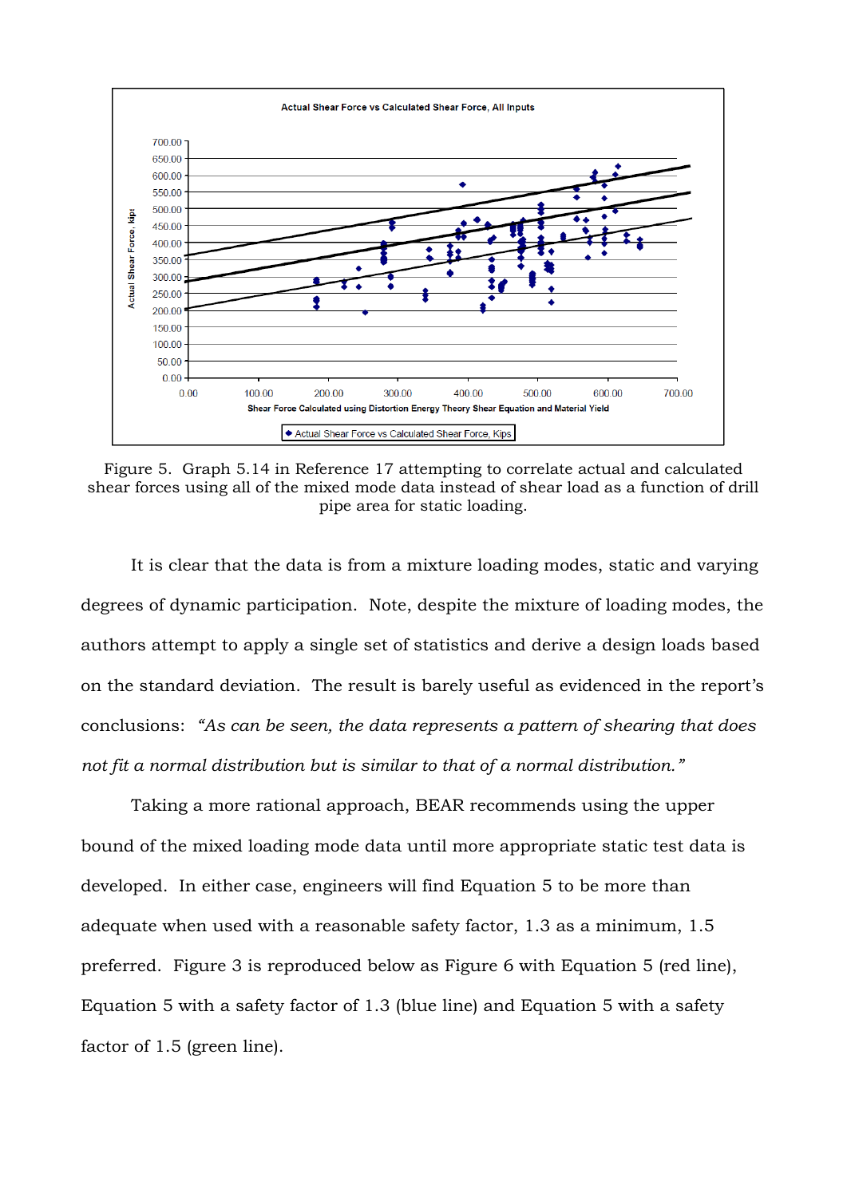Figure 5. Graph 5.14 in Reference 17 attempting to correlate actual and calculated shear forces using all of the mixed mode data instead of shear load as a function of drill pipe area for static loading.

It is clear that the data is from a mixture loading modes, static and varying degrees of dynamic participation. Note, despite the mixture of loading modes, the authors attempt to apply a single set of statistics and derive a design loads based on the standard deviation. The result is barely useful as evidenced in the report's conclusions: *"As can be seen, the data represents a pattern of shearing that does not fit a normal distribution but is similar to that of a normal distribution."*

Taking a more rational approach, BEAR recommends using the upper bound of the mixed loading mode data until more appropriate static test data is developed. In either case, engineers will find Equation 5 to be more than adequate when used with a reasonable safety factor, 1.3 as a minimum, 1.5 preferred. Figure 3 is reproduced below as Figure 6 with Equation 5 (red line), Equation 5 with a safety factor of 1.3 (blue line) and Equation 5 with a safety factor of 1.5 (green line).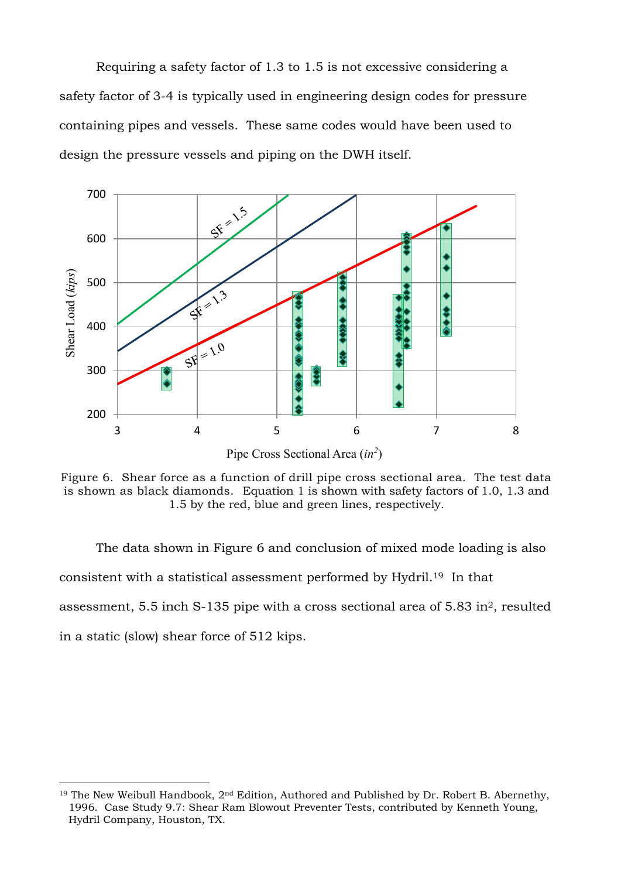Requiring a safety factor of 1.3 to 1.5 is not excessive considering a safety factor of 3-4 is typically used in engineering design codes for pressure containing pipes and vessels. These same codes would have been used to design the pressure vessels and piping on the DWH itself.

Figure 6. Shear force as a function of drill pipe cross sectional area. The test data is shown as black diamonds. Equation 1 is shown with safety factors of 1.0, 1.3 and 1.5 by the red, blue and green lines, respectively.

The data shown in Figure 6 and conclusion of mixed mode loading is also consistent with a statistical assessment performed by Hydril.[19] In that assessment, 5.5 inch S-135 pipe with a cross sectional area of 5.83 in$^2$, resulted in a static (slow) shear force of 512 kips.

---

[19] The New Weibull Handbook, 2nd Edition, Authored and Published by Dr. Robert B. Abernethy, 1996. Case Study 9.7: Shear Ram Blowout Preventer Tests, contributed by Kenneth Young, Hydril Company, Houston, TX.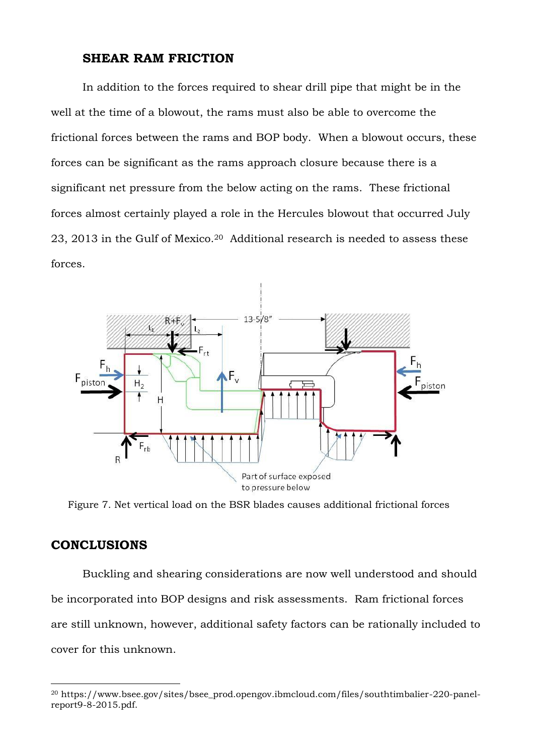### SHEAR RAM FRICTION

In addition to the forces required to shear drill pipe that might be in the well at the time of a blowout, the rams must also be able to overcome the frictional forces between the rams and BOP body. When a blowout occurs, these forces can be significant as the rams approach closure because there is a significant net pressure from the below acting on the rams. These frictional forces almost certainly played a role in the Hercules blowout that occurred July 23, 2013 in the Gulf of Mexico.[20] Additional research is needed to assess these forces.

$R+F_v$

$L_1$

$L_2$

13-5/8"

$F_{rt}$

$F_h$

$F_{piston}$

$H_2$

$H$

$F_v$

$F_h$

$F_{piston}$

$F_{rb}$

$R$

Part of surface exposed to pressure below

Figure 7. Net vertical load on the BSR blades causes additional frictional forces

## CONCLUSIONS

Buckling and shearing considerations are now well understood and should be incorporated into BOP designs and risk assessments. Ram frictional forces are still unknown, however, additional safety factors can be rationally included to cover for this unknown.

---

[20] https://www.bsee.gov/sites/bsee_prod.opengov.ibmcloud.com/files/southtimbalier-220-panel-report9-8-2015.pdf.